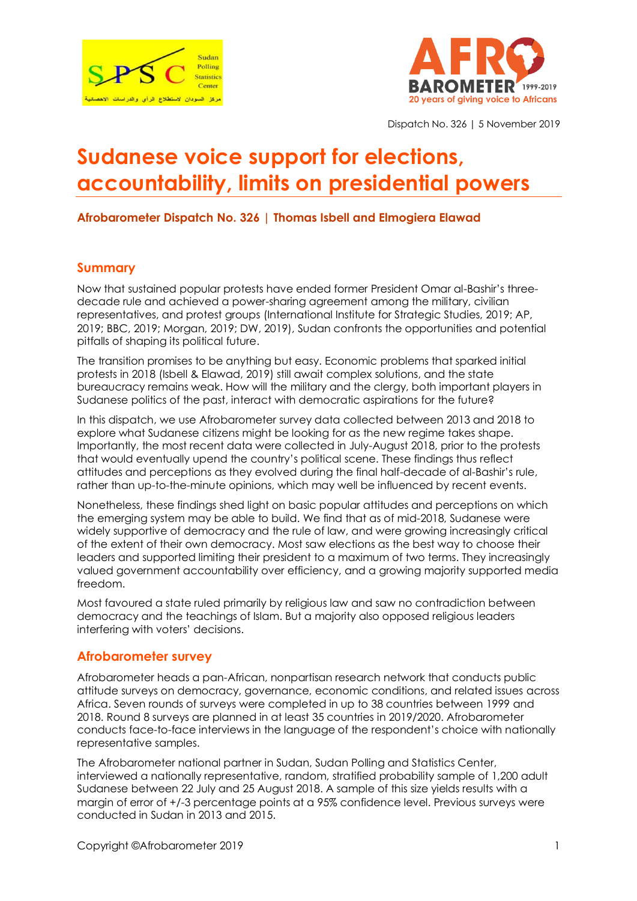Dispatch No. 326 | 5 November 2019

# Sudanese voice support for elections, accountability, limits on presidential powers

**Afrobarometer Dispatch No. 326 | Thomas Isbell and Elmogiera Elawad**

## Summary

Now that sustained popular protests have ended former President Omar al-Bashir's three-decade rule and achieved a power-sharing agreement among the military, civilian representatives, and protest groups (International Institute for Strategic Studies, 2019; AP, 2019; BBC, 2019; Morgan, 2019; DW, 2019), Sudan confronts the opportunities and potential pitfalls of shaping its political future.

The transition promises to be anything but easy. Economic problems that sparked initial protests in 2018 (Isbell & Elawad, 2019) still await complex solutions, and the state bureaucracy remains weak. How will the military and the clergy, both important players in Sudanese politics of the past, interact with democratic aspirations for the future?

In this dispatch, we use Afrobarometer survey data collected between 2013 and 2018 to explore what Sudanese citizens might be looking for as the new regime takes shape. Importantly, the most recent data were collected in July-August 2018, prior to the protests that would eventually upend the country's political scene. These findings thus reflect attitudes and perceptions as they evolved during the final half-decade of al-Bashir's rule, rather than up-to-the-minute opinions, which may well be influenced by recent events.

Nonetheless, these findings shed light on basic popular attitudes and perceptions on which the emerging system may be able to build. We find that as of mid-2018, Sudanese were widely supportive of democracy and the rule of law, and were growing increasingly critical of the extent of their own democracy. Most saw elections as the best way to choose their leaders and supported limiting their president to a maximum of two terms. They increasingly valued government accountability over efficiency, and a growing majority supported media freedom.

Most favoured a state ruled primarily by religious law and saw no contradiction between democracy and the teachings of Islam. But a majority also opposed religious leaders interfering with voters' decisions.

## Afrobarometer survey

Afrobarometer heads a pan-African, nonpartisan research network that conducts public attitude surveys on democracy, governance, economic conditions, and related issues across Africa. Seven rounds of surveys were completed in up to 38 countries between 1999 and 2018. Round 8 surveys are planned in at least 35 countries in 2019/2020. Afrobarometer conducts face-to-face interviews in the language of the respondent's choice with nationally representative samples.

The Afrobarometer national partner in Sudan, Sudan Polling and Statistics Center, interviewed a nationally representative, random, stratified probability sample of 1,200 adult Sudanese between 22 July and 25 August 2018. A sample of this size yields results with a margin of error of +/-3 percentage points at a 95% confidence level. Previous surveys were conducted in Sudan in 2013 and 2015.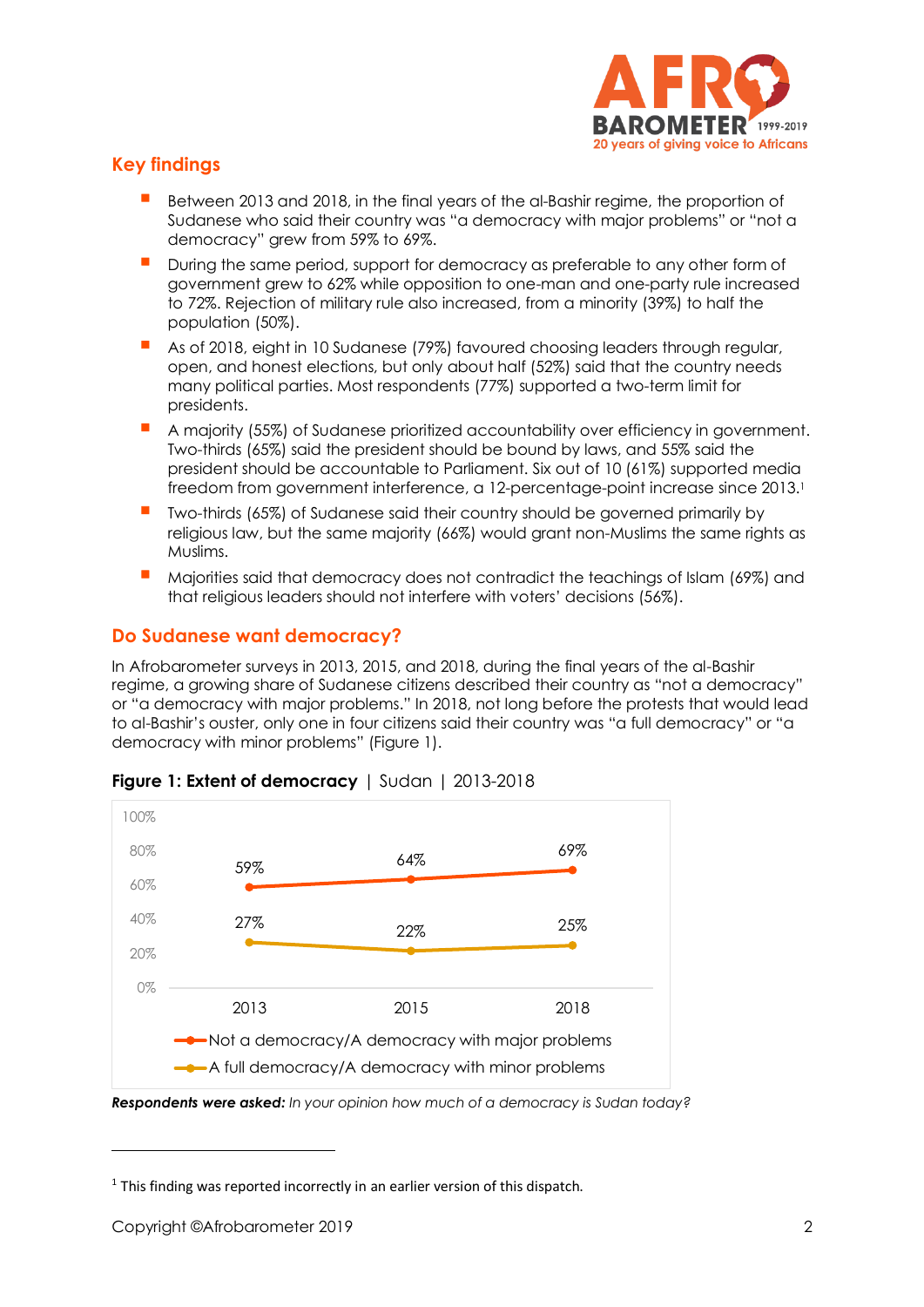## Key findings

- Between 2013 and 2018, in the final years of the al-Bashir regime, the proportion of Sudanese who said their country was "a democracy with major problems" or "not a democracy" grew from 59% to 69%.
- During the same period, support for democracy as preferable to any other form of government grew to 62% while opposition to one-man and one-party rule increased to 72%. Rejection of military rule also increased, from a minority (39%) to half the population (50%).
- As of 2018, eight in 10 Sudanese (79%) favoured choosing leaders through regular, open, and honest elections, but only about half (52%) said that the country needs many political parties. Most respondents (77%) supported a two-term limit for presidents.
- A majority (55%) of Sudanese prioritized accountability over efficiency in government. Two-thirds (65%) said the president should be bound by laws, and 55% said the president should be accountable to Parliament. Six out of 10 (61%) supported media freedom from government interference, a 12-percentage-point increase since 2013.[1]
- Two-thirds (65%) of Sudanese said their country should be governed primarily by religious law, but the same majority (66%) would grant non-Muslims the same rights as Muslims.
- Majorities said that democracy does not contradict the teachings of Islam (69%) and that religious leaders should not interfere with voters' decisions (56%).

## Do Sudanese want democracy?

In Afrobarometer surveys in 2013, 2015, and 2018, during the final years of the al-Bashir regime, a growing share of Sudanese citizens described their country as "not a democracy" or "a democracy with major problems." In 2018, not long before the protests that would lead to al-Bashir's ouster, only one in four citizens said their country was "a full democracy" or "a democracy with minor problems" (Figure 1).

**Figure 1: Extent of democracy** | Sudan | 2013-2018

| | 2013 | 2015 | 2018 |
|---|---|---|---|
| Not a democracy/A democracy with major problems | 59% | 64% | 69% |
| A full democracy/A democracy with minor problems | 27% | 22% | 25% |

***Respondents were asked:*** *In your opinion how much of a democracy is Sudan today?*

[1] This finding was reported incorrectly in an earlier version of this dispatch.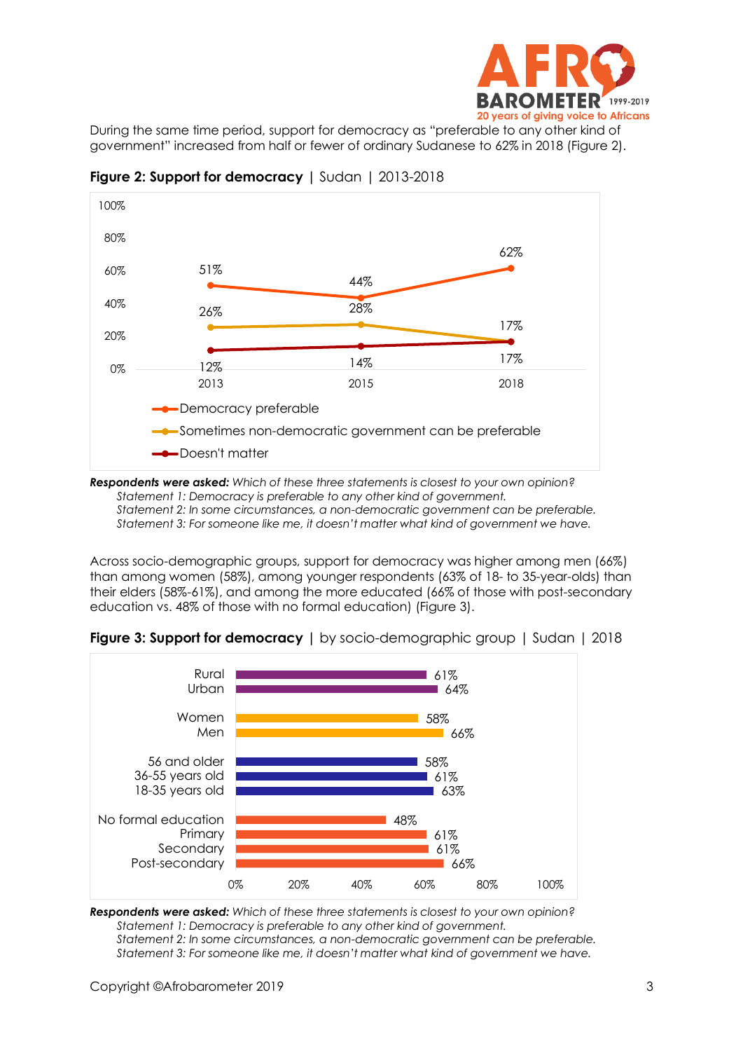During the same time period, support for democracy as "preferable to any other kind of government" increased from half or fewer of ordinary Sudanese to 62% in 2018 (Figure 2).

**Figure 2: Support for democracy** | Sudan | 2013-2018

| | 2013 | 2015 | 2018 |
|---|---|---|---|
| Democracy preferable | 51% | 44% | 62% |
| Sometimes non-democratic government can be preferable | 26% | 28% | 17% |
| Doesn't matter | 12% | 14% | 17% |

***Respondents were asked:*** *Which of these three statements is closest to your own opinion?*
*Statement 1: Democracy is preferable to any other kind of government.*
*Statement 2: In some circumstances, a non-democratic government can be preferable.*
*Statement 3: For someone like me, it doesn't matter what kind of government we have.*

Across socio-demographic groups, support for democracy was higher among men (66%) than among women (58%), among younger respondents (63% of 18- to 35-year-olds) than their elders (58%-61%), and among the more educated (66% of those with post-secondary education vs. 48% of those with no formal education) (Figure 3).

**Figure 3: Support for democracy** | by socio-demographic group | Sudan | 2018

| Group | Democracy preferable |
|---|---|
| Rural | 61% |
| Urban | 64% |
| Women | 58% |
| Men | 66% |
| 56 and older | 58% |
| 36-55 years old | 61% |
| 18-35 years old | 63% |
| No formal education | 48% |
| Primary | 61% |
| Secondary | 61% |
| Post-secondary | 66% |

***Respondents were asked:*** *Which of these three statements is closest to your own opinion?*
*Statement 1: Democracy is preferable to any other kind of government.*
*Statement 2: In some circumstances, a non-democratic government can be preferable.*
*Statement 3: For someone like me, it doesn't matter what kind of government we have.*

Copyright ©Afrobarometer 2019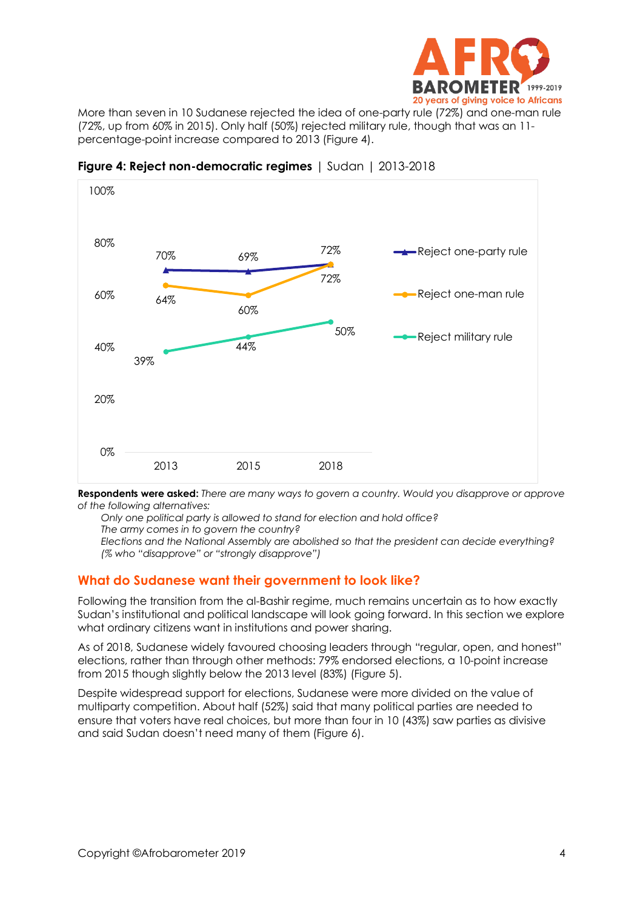More than seven in 10 Sudanese rejected the idea of one-party rule (72%) and one-man rule (72%, up from 60% in 2015). Only half (50%) rejected military rule, though that was an 11-percentage-point increase compared to 2013 (Figure 4).

**Figure 4: Reject non-democratic regimes** | Sudan | 2013-2018

| | 2013 | 2015 | 2018 |
|---|---|---|---|
| Reject one-party rule | 70% | 69% | 72% |
| Reject one-man rule | 64% | 60% | 72% |
| Reject military rule | 39% | 44% | 50% |

**Respondents were asked:** *There are many ways to govern a country. Would you disapprove or approve of the following alternatives:*

*Only one political party is allowed to stand for election and hold office?*
*The army comes in to govern the country?*
*Elections and the National Assembly are abolished so that the president can decide everything?*
*(% who "disapprove" or "strongly disapprove")*

## What do Sudanese want their government to look like?

Following the transition from the al-Bashir regime, much remains uncertain as to how exactly Sudan's institutional and political landscape will look going forward. In this section we explore what ordinary citizens want in institutions and power sharing.

As of 2018, Sudanese widely favoured choosing leaders through "regular, open, and honest" elections, rather than through other methods: 79% endorsed elections, a 10-point increase from 2015 though slightly below the 2013 level (83%) (Figure 5).

Despite widespread support for elections, Sudanese were more divided on the value of multiparty competition. About half (52%) said that many political parties are needed to ensure that voters have real choices, but more than four in 10 (43%) saw parties as divisive and said Sudan doesn't need many of them (Figure 6).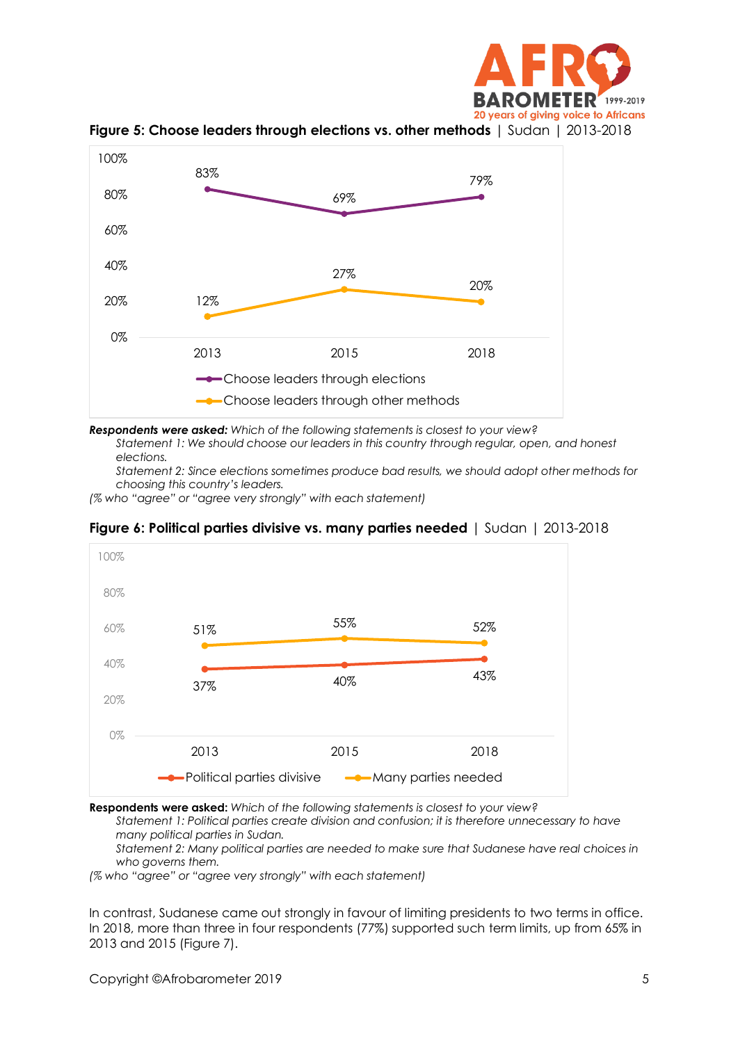**Figure 5: Choose leaders through elections vs. other methods** | Sudan | 2013-2018

| | 2013 | 2015 | 2018 |
|---|---|---|---|
| Choose leaders through elections | 83% | 69% | 79% |
| Choose leaders through other methods | 12% | 27% | 20% |

***Respondents were asked:*** *Which of the following statements is closest to your view?*

*Statement 1: We should choose our leaders in this country through regular, open, and honest elections.*

*Statement 2: Since elections sometimes produce bad results, we should adopt other methods for choosing this country's leaders.*

*(% who "agree" or "agree very strongly" with each statement)*

**Figure 6: Political parties divisive vs. many parties needed** | Sudan | 2013-2018

| | 2013 | 2015 | 2018 |
|---|---|---|---|
| Political parties divisive | 37% | 40% | 43% |
| Many parties needed | 51% | 55% | 52% |

**Respondents were asked:** *Which of the following statements is closest to your view?*

*Statement 1: Political parties create division and confusion; it is therefore unnecessary to have many political parties in Sudan.*

*Statement 2: Many political parties are needed to make sure that Sudanese have real choices in who governs them.*

*(% who "agree" or "agree very strongly" with each statement)*

In contrast, Sudanese came out strongly in favour of limiting presidents to two terms in office. In 2018, more than three in four respondents (77%) supported such term limits, up from 65% in 2013 and 2015 (Figure 7).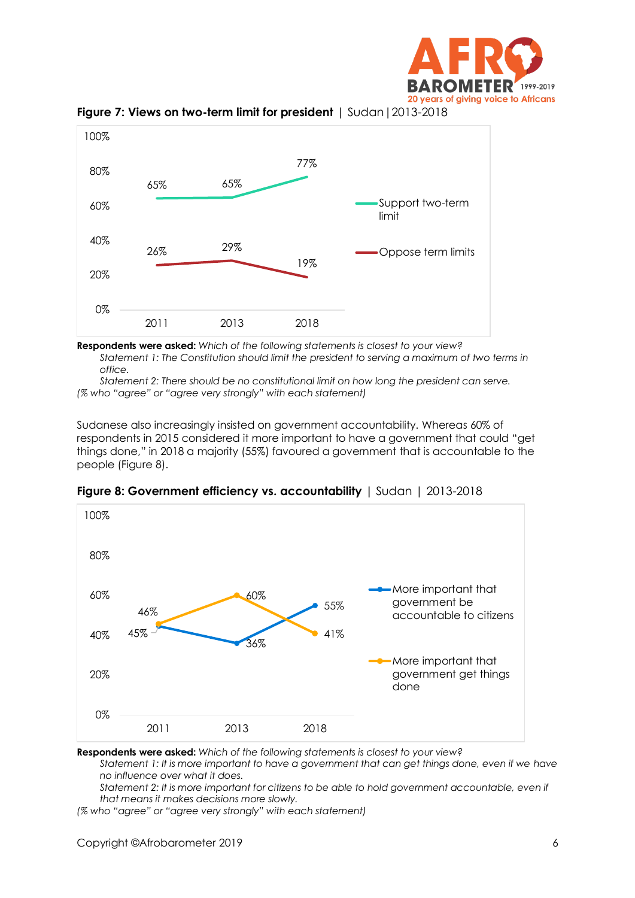**Figure 7: Views on two-term limit for president** | Sudan | 2013-2018

| | 2011 | 2013 | 2018 |
|---|---|---|---|
| Support two-term limit | 65% | 65% | 77% |
| Oppose term limits | 26% | 29% | 19% |

**Respondents were asked:** *Which of the following statements is closest to your view?*

*Statement 1: The Constitution should limit the president to serving a maximum of two terms in office.*

*Statement 2: There should be no constitutional limit on how long the president can serve.*

*(% who "agree" or "agree very strongly" with each statement)*

Sudanese also increasingly insisted on government accountability. Whereas 60% of respondents in 2015 considered it more important to have a government that could "get things done," in 2018 a majority (55%) favoured a government that is accountable to the people (Figure 8).

**Figure 8: Government efficiency vs. accountability** | Sudan | 2013-2018

| | 2011 | 2013 | 2018 |
|---|---|---|---|
| More important that government be accountable to citizens | 45% | 36% | 55% |
| More important that government get things done | 46% | 60% | 41% |

**Respondents were asked:** *Which of the following statements is closest to your view?*

*Statement 1: It is more important to have a government that can get things done, even if we have no influence over what it does.*

*Statement 2: It is more important for citizens to be able to hold government accountable, even if that means it makes decisions more slowly.*

*(% who "agree" or "agree very strongly" with each statement)*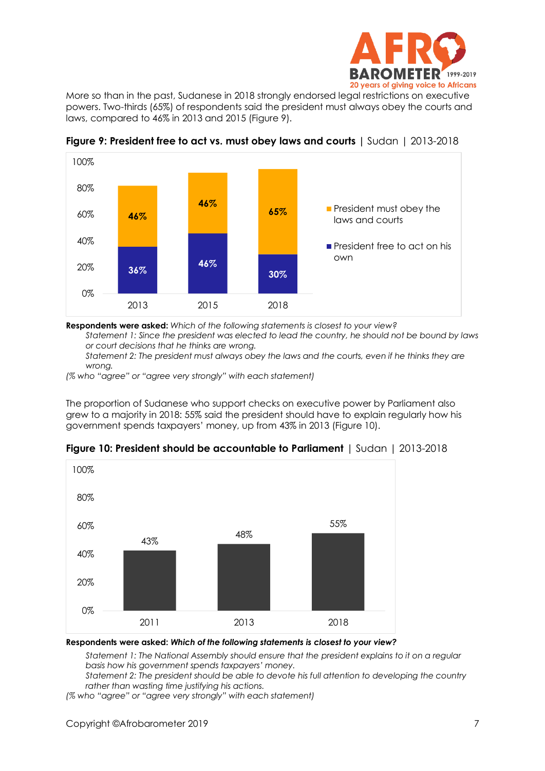More so than in the past, Sudanese in 2018 strongly endorsed legal restrictions on executive powers. Two-thirds (65%) of respondents said the president must always obey the courts and laws, compared to 46% in 2013 and 2015 (Figure 9).

**Figure 9: President free to act vs. must obey laws and courts** | Sudan | 2013-2018

| | 2013 | 2015 | 2018 |
|---|---|---|---|
| President must obey the laws and courts | 46% | 46% | 65% |
| President free to act on his own | 36% | 46% | 30% |

**Respondents were asked:** *Which of the following statements is closest to your view?*

*Statement 1: Since the president was elected to lead the country, he should not be bound by laws or court decisions that he thinks are wrong.*

*Statement 2: The president must always obey the laws and the courts, even if he thinks they are wrong.*

*(% who "agree" or "agree very strongly" with each statement)*

The proportion of Sudanese who support checks on executive power by Parliament also grew to a majority in 2018: 55% said the president should have to explain regularly how his government spends taxpayers' money, up from 43% in 2013 (Figure 10).

**Figure 10: President should be accountable to Parliament** | Sudan | 2013-2018

| 2011 | 2013 | 2018 |
|---|---|---|
| 43% | 48% | 55% |

**Respondents were asked:** ***Which of the following statements is closest to your view?***

*Statement 1: The National Assembly should ensure that the president explains to it on a regular basis how his government spends taxpayers' money.*

*Statement 2: The president should be able to devote his full attention to developing the country rather than wasting time justifying his actions.*

*(% who "agree" or "agree very strongly" with each statement)*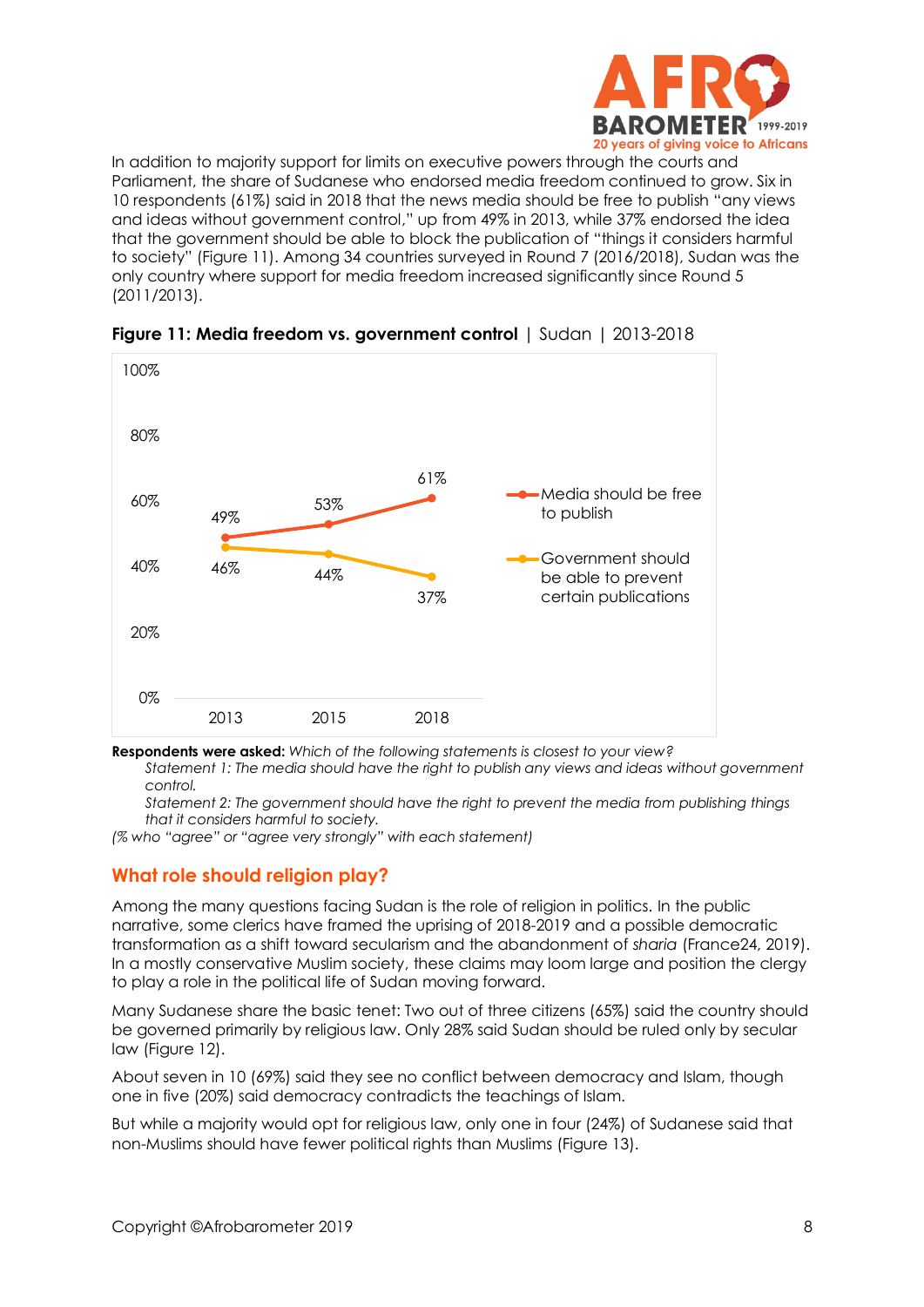In addition to majority support for limits on executive powers through the courts and Parliament, the share of Sudanese who endorsed media freedom continued to grow. Six in 10 respondents (61%) said in 2018 that the news media should be free to publish "any views and ideas without government control," up from 49% in 2013, while 37% endorsed the idea that the government should be able to block the publication of "things it considers harmful to society" (Figure 11). Among 34 countries surveyed in Round 7 (2016/2018), Sudan was the only country where support for media freedom increased significantly since Round 5 (2011/2013).

**Figure 11: Media freedom vs. government control** | Sudan | 2013-2018

| | 2013 | 2015 | 2018 |
|---|---|---|---|
| Media should be free to publish | 49% | 53% | 61% |
| Government should be able to prevent certain publications | 46% | 44% | 37% |

**Respondents were asked:** *Which of the following statements is closest to your view?*

*Statement 1: The media should have the right to publish any views and ideas without government control.*

*Statement 2: The government should have the right to prevent the media from publishing things that it considers harmful to society.*

*(% who "agree" or "agree very strongly" with each statement)*

## What role should religion play?

Among the many questions facing Sudan is the role of religion in politics. In the public narrative, some clerics have framed the uprising of 2018-2019 and a possible democratic transformation as a shift toward secularism and the abandonment of *sharia* (France24, 2019). In a mostly conservative Muslim society, these claims may loom large and position the clergy to play a role in the political life of Sudan moving forward.

Many Sudanese share the basic tenet: Two out of three citizens (65%) said the country should be governed primarily by religious law. Only 28% said Sudan should be ruled only by secular law (Figure 12).

About seven in 10 (69%) said they see no conflict between democracy and Islam, though one in five (20%) said democracy contradicts the teachings of Islam.

But while a majority would opt for religious law, only one in four (24%) of Sudanese said that non-Muslims should have fewer political rights than Muslims (Figure 13).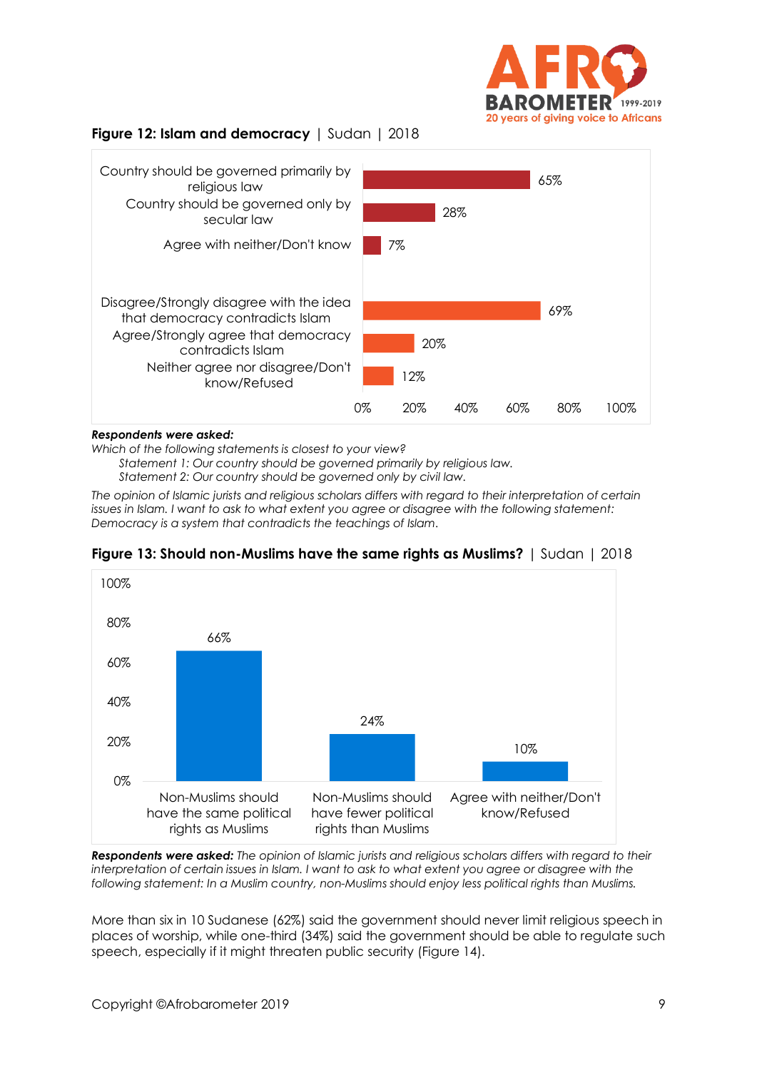**Figure 12: Islam and democracy** | Sudan | 2018

| | % |
|---|---|
| Country should be governed primarily by religious law | 65% |
| Country should be governed only by secular law | 28% |
| Agree with neither/Don't know | 7% |
| Disagree/Strongly disagree with the idea that democracy contradicts Islam | 69% |
| Agree/Strongly agree that democracy contradicts Islam | 20% |
| Neither agree nor disagree/Don't know/Refused | 12% |

***Respondents were asked:***

*Which of the following statements is closest to your view?*

*Statement 1: Our country should be governed primarily by religious law.*

*Statement 2: Our country should be governed only by civil law.*

*The opinion of Islamic jurists and religious scholars differs with regard to their interpretation of certain issues in Islam. I want to ask to what extent you agree or disagree with the following statement: Democracy is a system that contradicts the teachings of Islam.*

**Figure 13: Should non-Muslims have the same rights as Muslims?** | Sudan | 2018

| | % |
|---|---|
| Non-Muslims should have the same political rights as Muslims | 66% |
| Non-Muslims should have fewer political rights than Muslims | 24% |
| Agree with neither/Don't know/Refused | 10% |

***Respondents were asked:*** *The opinion of Islamic jurists and religious scholars differs with regard to their interpretation of certain issues in Islam. I want to ask to what extent you agree or disagree with the following statement: In a Muslim country, non-Muslims should enjoy less political rights than Muslims.*

More than six in 10 Sudanese (62%) said the government should never limit religious speech in places of worship, while one-third (34%) said the government should be able to regulate such speech, especially if it might threaten public security (Figure 14).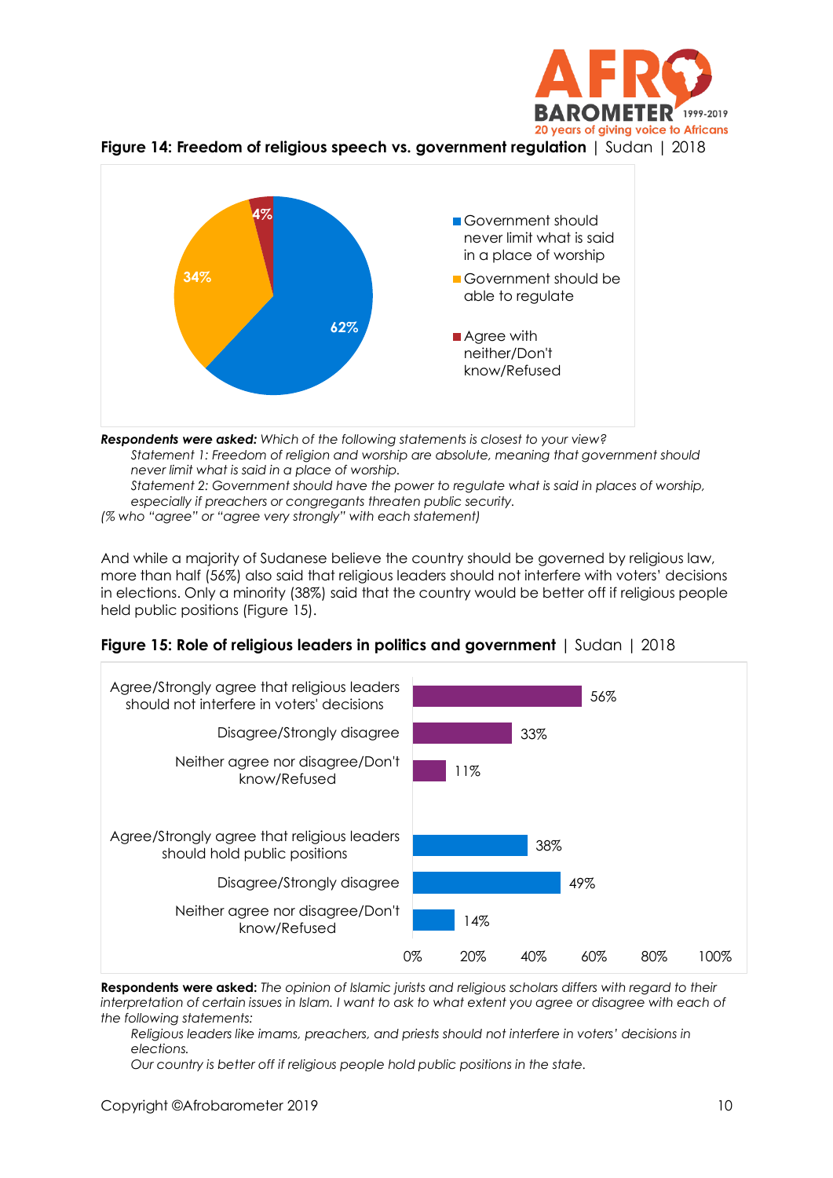**Figure 14: Freedom of religious speech vs. government regulation** | Sudan | 2018

| Response | % |
|---|---|
| Government should never limit what is said in a place of worship | 62% |
| Government should be able to regulate | 34% |
| Agree with neither/Don't know/Refused | 4% |

***Respondents were asked:*** *Which of the following statements is closest to your view?*

*Statement 1: Freedom of religion and worship are absolute, meaning that government should never limit what is said in a place of worship.*

*Statement 2: Government should have the power to regulate what is said in places of worship, especially if preachers or congregants threaten public security.*

*(% who "agree" or "agree very strongly" with each statement)*

And while a majority of Sudanese believe the country should be governed by religious law, more than half (56%) also said that religious leaders should not interfere with voters' decisions in elections. Only a minority (38%) said that the country would be better off if religious people held public positions (Figure 15).

**Figure 15: Role of religious leaders in politics and government** | Sudan | 2018

| Response | % |
|---|---|
| Agree/Strongly agree that religious leaders should not interfere in voters' decisions | 56% |
| Disagree/Strongly disagree | 33% |
| Neither agree nor disagree/Don't know/Refused | 11% |
| Agree/Strongly agree that religious leaders should hold public positions | 38% |
| Disagree/Strongly disagree | 49% |
| Neither agree nor disagree/Don't know/Refused | 14% |

**Respondents were asked:** *The opinion of Islamic jurists and religious scholars differs with regard to their interpretation of certain issues in Islam. I want to ask to what extent you agree or disagree with each of the following statements:*

*Religious leaders like imams, preachers, and priests should not interfere in voters' decisions in elections.*

*Our country is better off if religious people hold public positions in the state.*

Copyright ©Afrobarometer 2019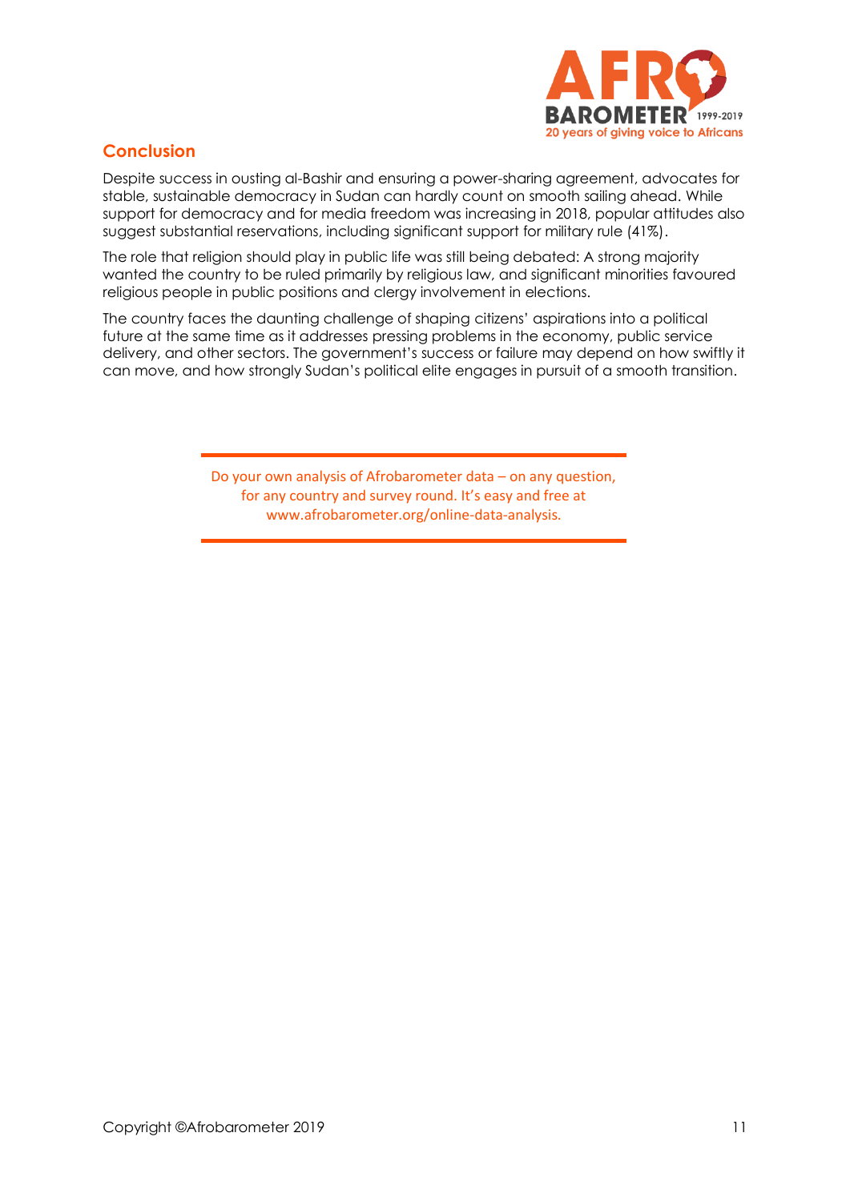## Conclusion

Despite success in ousting al-Bashir and ensuring a power-sharing agreement, advocates for stable, sustainable democracy in Sudan can hardly count on smooth sailing ahead. While support for democracy and for media freedom was increasing in 2018, popular attitudes also suggest substantial reservations, including significant support for military rule (41%).

The role that religion should play in public life was still being debated: A strong majority wanted the country to be ruled primarily by religious law, and significant minorities favoured religious people in public positions and clergy involvement in elections.

The country faces the daunting challenge of shaping citizens' aspirations into a political future at the same time as it addresses pressing problems in the economy, public service delivery, and other sectors. The government's success or failure may depend on how swiftly it can move, and how strongly Sudan's political elite engages in pursuit of a smooth transition.

---

Do your own analysis of Afrobarometer data – on any question, for any country and survey round. It's easy and free at www.afrobarometer.org/online-data-analysis.

---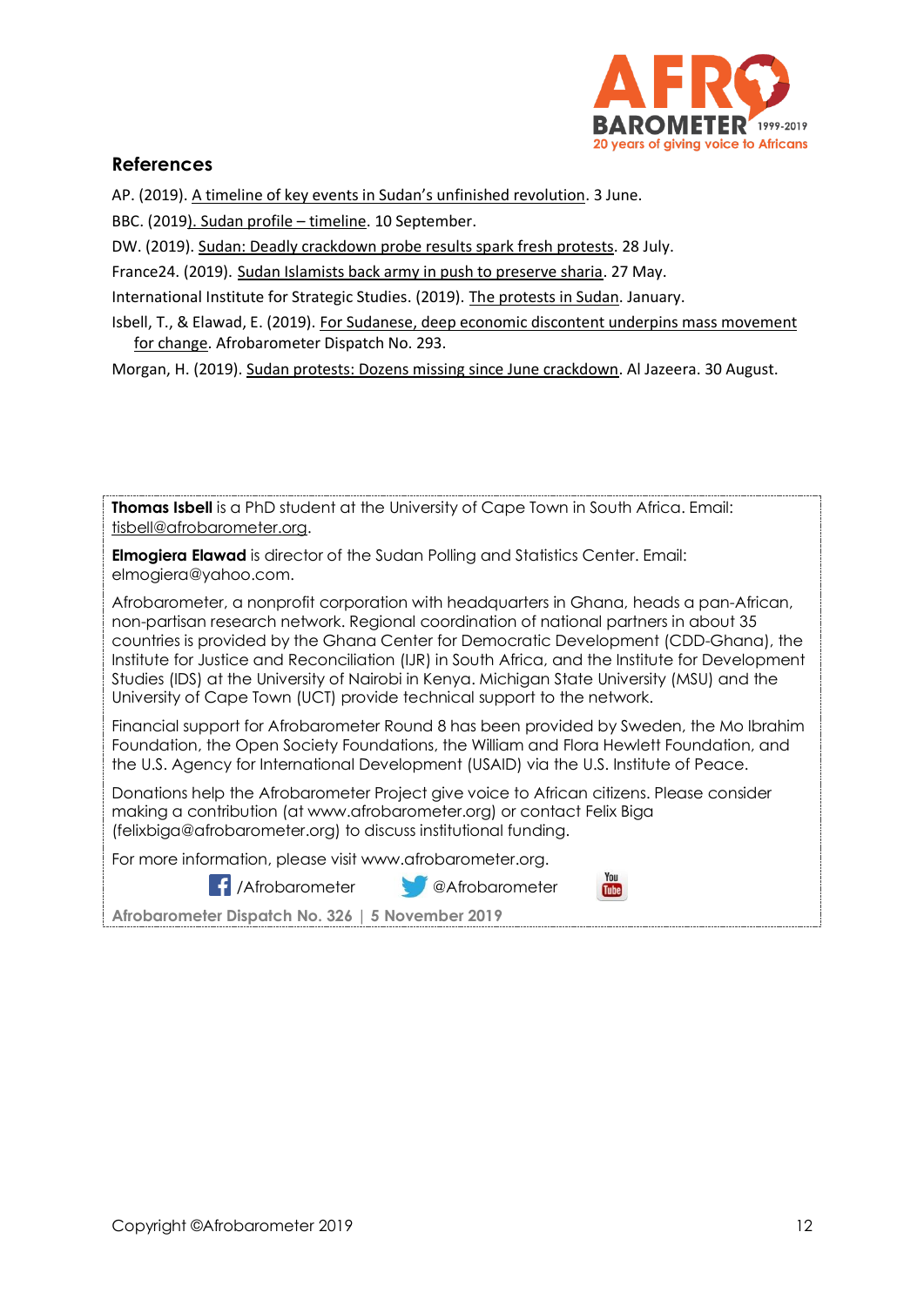## References

AP. (2019). A timeline of key events in Sudan's unfinished revolution. 3 June.

BBC. (2019). Sudan profile – timeline. 10 September.

DW. (2019). Sudan: Deadly crackdown probe results spark fresh protests. 28 July.

France24. (2019). Sudan Islamists back army in push to preserve sharia. 27 May.

International Institute for Strategic Studies. (2019). The protests in Sudan. January.

Isbell, T., & Elawad, E. (2019). For Sudanese, deep economic discontent underpins mass movement for change. Afrobarometer Dispatch No. 293.

Morgan, H. (2019). Sudan protests: Dozens missing since June crackdown. Al Jazeera. 30 August.

**Thomas Isbell** is a PhD student at the University of Cape Town in South Africa. Email: tisbell@afrobarometer.org.

**Elmogiera Elawad** is director of the Sudan Polling and Statistics Center. Email: elmogiera@yahoo.com.

Afrobarometer, a nonprofit corporation with headquarters in Ghana, heads a pan-African, non-partisan research network. Regional coordination of national partners in about 35 countries is provided by the Ghana Center for Democratic Development (CDD-Ghana), the Institute for Justice and Reconciliation (IJR) in South Africa, and the Institute for Development Studies (IDS) at the University of Nairobi in Kenya. Michigan State University (MSU) and the University of Cape Town (UCT) provide technical support to the network.

Financial support for Afrobarometer Round 8 has been provided by Sweden, the Mo Ibrahim Foundation, the Open Society Foundations, the William and Flora Hewlett Foundation, and the U.S. Agency for International Development (USAID) via the U.S. Institute of Peace.

Donations help the Afrobarometer Project give voice to African citizens. Please consider making a contribution (at www.afrobarometer.org) or contact Felix Biga (felixbiga@afrobarometer.org) to discuss institutional funding.

For more information, please visit www.afrobarometer.org.

/Afrobarometer @Afrobarometer

**Afrobarometer Dispatch No. 326 | 5 November 2019**